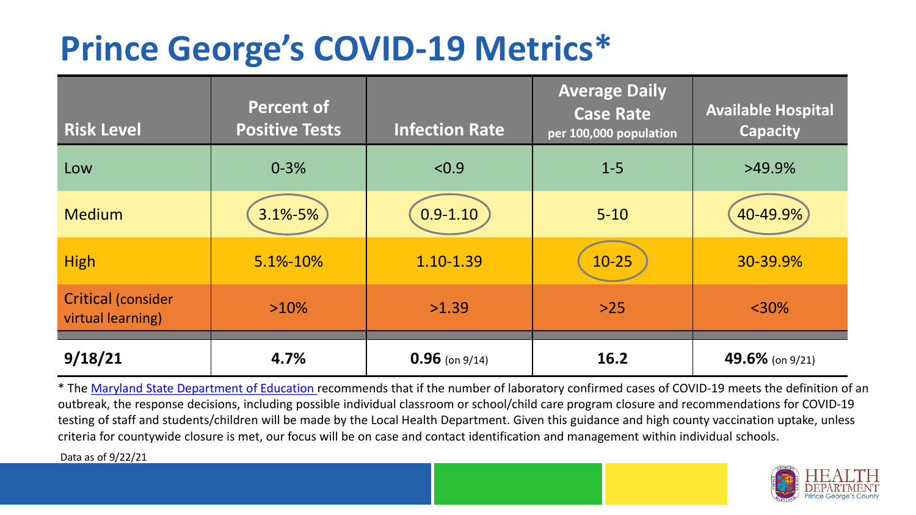# Prince George's COVID-19 Metrics*

| Risk Level | Percent of Positive Tests | Infection Rate | Average Daily Case Rate per 100,000 population | Available Hospital Capacity |
|---|---|---|---|---|
| Low | 0-3% | <0.9 | 1-5 | >49.9% |
| Medium | 3.1%-5% | 0.9-1.10 | 5-10 | 40-49.9% |
| High | 5.1%-10% | 1.10-1.39 | 10-25 | 30-39.9% |
| Critical (consider virtual learning) | >10% | >1.39 | >25 | <30% |
| **9/18/21** | **4.7%** | **0.96** (on 9/14) | **16.2** | **49.6%** (on 9/21) |

* The Maryland State Department of Education recommends that if the number of laboratory confirmed cases of COVID-19 meets the definition of an outbreak, the response decisions, including possible individual classroom or school/child care program closure and recommendations for COVID-19 testing of staff and students/children will be made by the Local Health Department. Given this guidance and high county vaccination uptake, unless criteria for countywide closure is met, our focus will be on case and contact identification and management within individual schools.

Data as of 9/22/21

HEALTH DEPARTMENT Prince George's County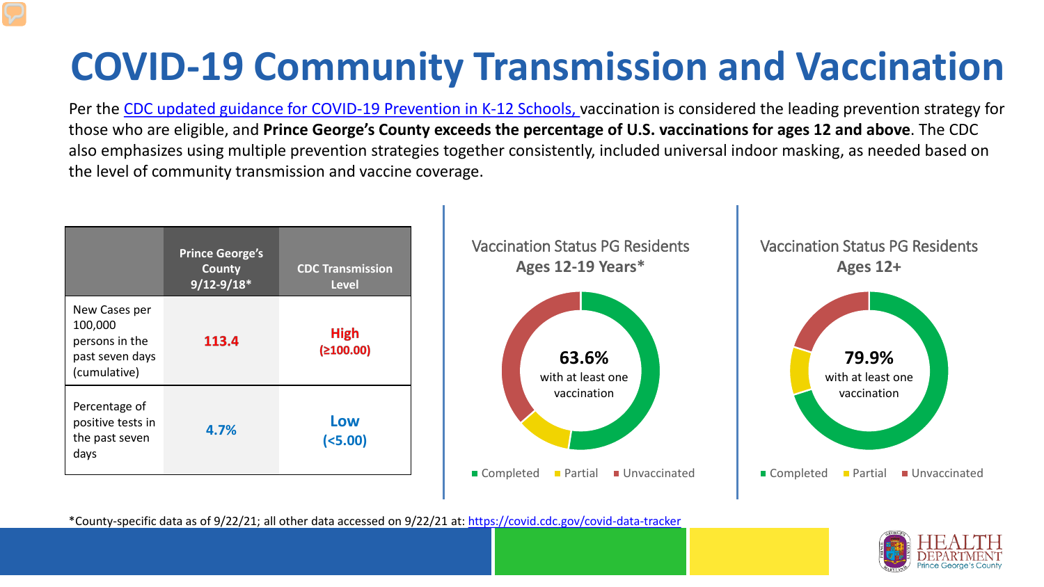# COVID-19 Community Transmission and Vaccination

Per the CDC updated guidance for COVID-19 Prevention in K-12 Schools, vaccination is considered the leading prevention strategy for those who are eligible, and **Prince George's County exceeds the percentage of U.S. vaccinations for ages 12 and above**. The CDC also emphasizes using multiple prevention strategies together consistently, included universal indoor masking, as needed based on the level of community transmission and vaccine coverage.

| | Prince George's County 9/12-9/18* | CDC Transmission Level |
|---|---|---|
| New Cases per 100,000 persons in the past seven days (cumulative) | 113.4 | High (≥100.00) |
| Percentage of positive tests in the past seven days | 4.7% | Low (<5.00) |

Vaccination Status PG Residents Ages 12-19 Years*

63.6% with at least one vaccination

Completed | Partial | Unvaccinated

Vaccination Status PG Residents Ages 12+

79.9% with at least one vaccination

Completed | Partial | Unvaccinated

*County-specific data as of 9/22/21; all other data accessed on 9/22/21 at: https://covid.cdc.gov/covid-data-tracker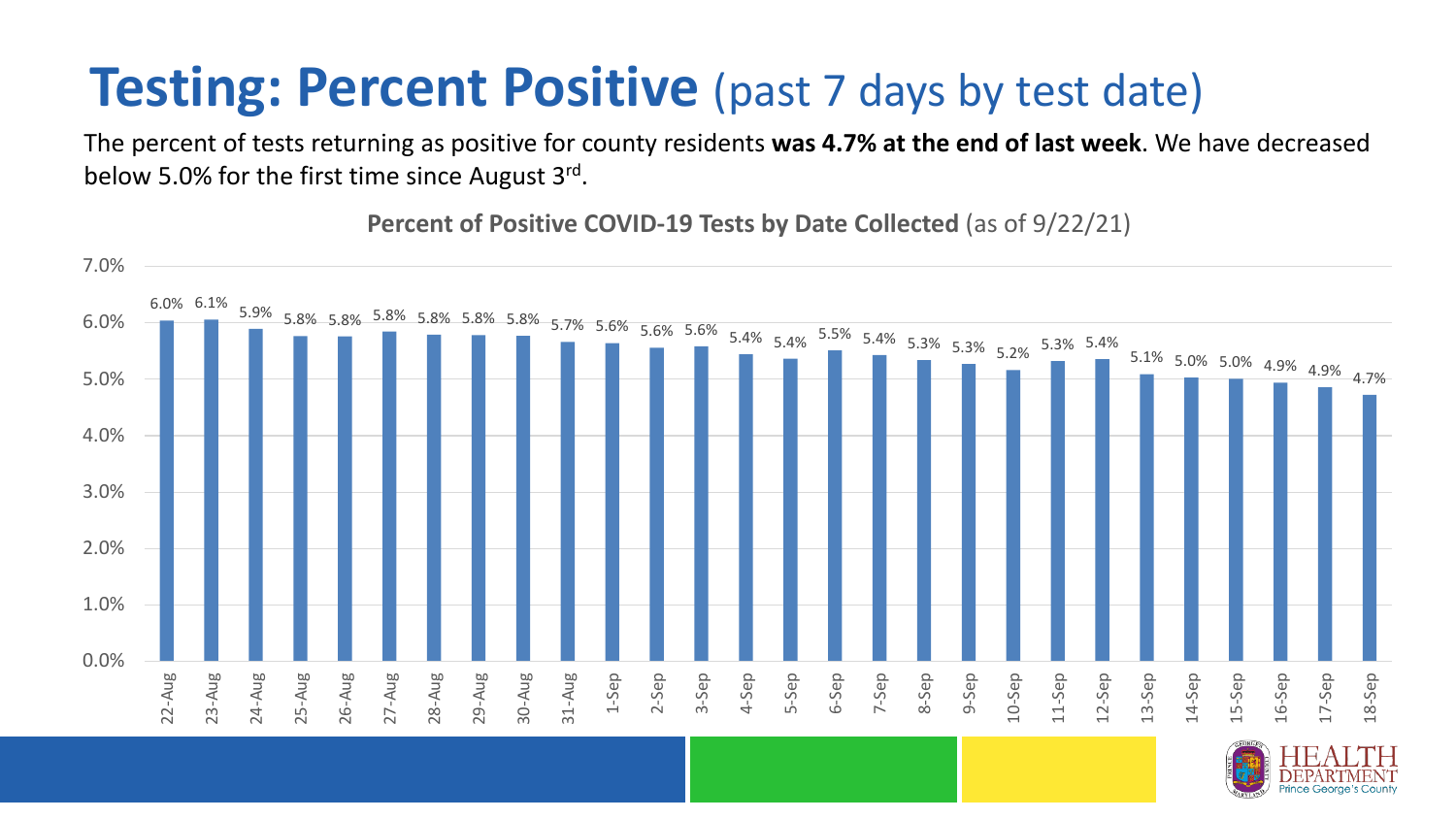# Testing: Percent Positive (past 7 days by test date)

The percent of tests returning as positive for county residents **was 4.7% at the end of last week**. We have decreased below 5.0% for the first time since August 3rd.

**Percent of Positive COVID-19 Tests by Date Collected** (as of 9/22/21)

7.0%
6.0%
5.0%
4.0%
3.0%
2.0%
1.0%
0.0%

6.0% 6.1% 5.9% 5.8% 5.8% 5.8% 5.8% 5.8% 5.8% 5.7% 5.6% 5.6% 5.6% 5.4% 5.4% 5.5% 5.4% 5.3% 5.3% 5.2% 5.3% 5.4% 5.1% 5.0% 5.0% 4.9% 4.9% 4.7%

22-Aug 23-Aug 24-Aug 25-Aug 26-Aug 27-Aug 28-Aug 29-Aug 30-Aug 31-Aug 1-Sep 2-Sep 3-Sep 4-Sep 5-Sep 6-Sep 7-Sep 8-Sep 9-Sep 10-Sep 11-Sep 12-Sep 13-Sep 14-Sep 15-Sep 16-Sep 17-Sep 18-Sep

HEALTH DEPARTMENT Prince George's County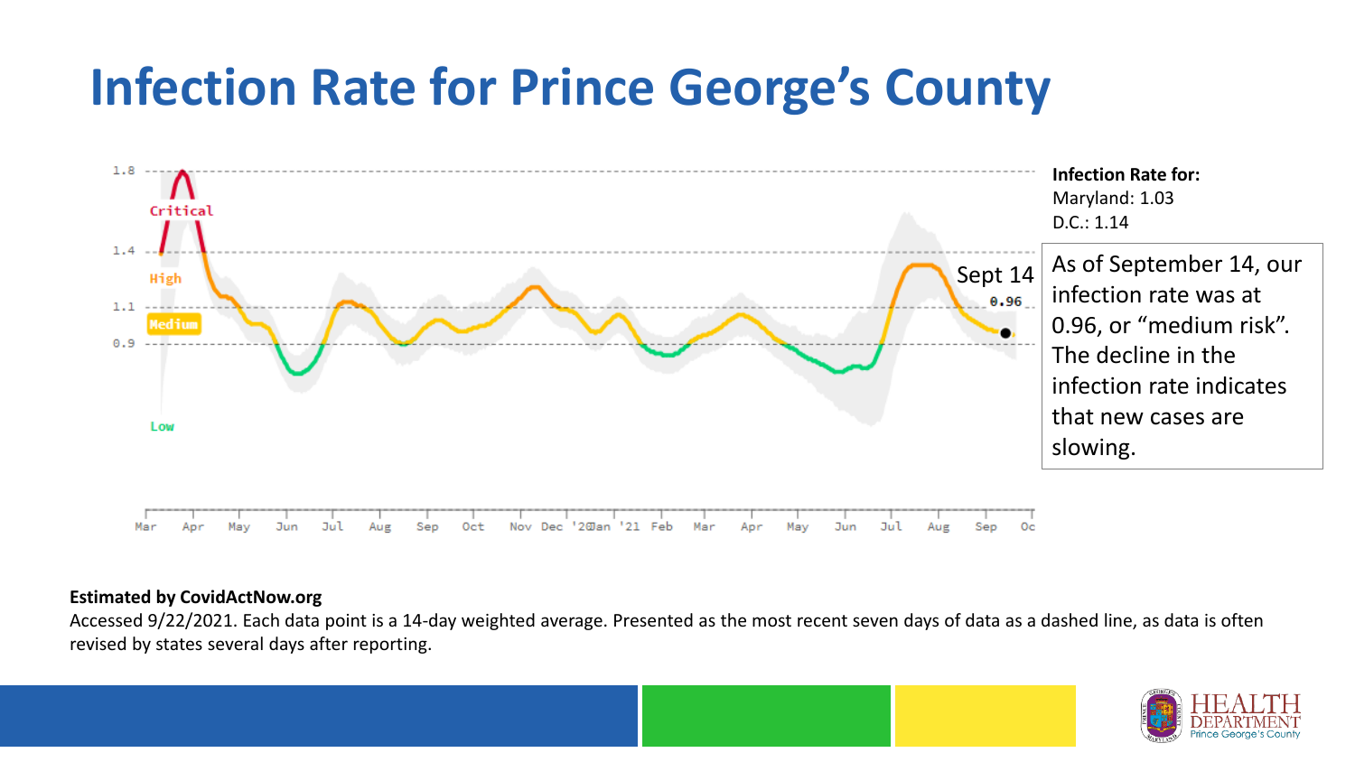# Infection Rate for Prince George's County

1.8
1.4
1.1
0.9

Critical
High
Medium
Low

Sept 14
0.96

Mar Apr May Jun Jul Aug Sep Oct Nov Dec '20Jan '21 Feb Mar Apr May Jun Jul Aug Sep Oc

**Infection Rate for:**
Maryland: 1.03
D.C.: 1.14

As of September 14, our infection rate was at 0.96, or "medium risk". The decline in the infection rate indicates that new cases are slowing.

**Estimated by CovidActNow.org**

Accessed 9/22/2021. Each data point is a 14-day weighted average. Presented as the most recent seven days of data as a dashed line, as data is often revised by states several days after reporting.

HEALTH DEPARTMENT
Prince George's County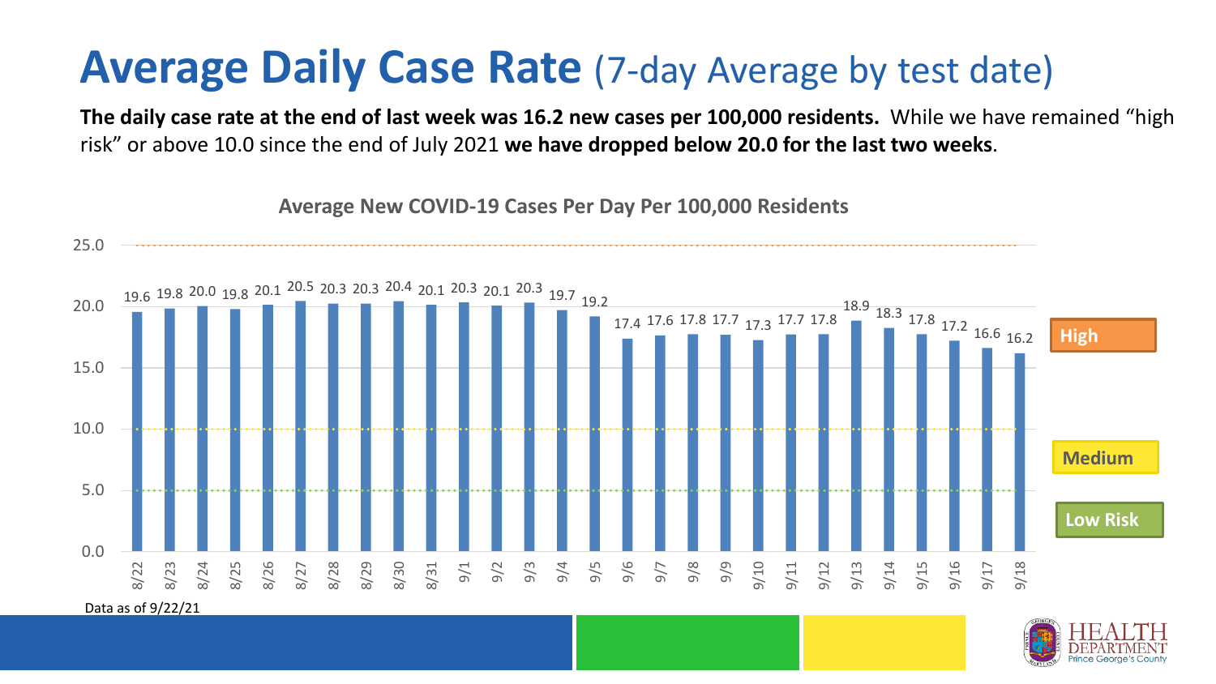# Average Daily Case Rate (7-day Average by test date)

**The daily case rate at the end of last week was 16.2 new cases per 100,000 residents.** While we have remained "high risk" or above 10.0 since the end of July 2021 **we have dropped below 20.0 for the last two weeks**.

Average New COVID-19 Cases Per Day Per 100,000 Residents

25.0
20.0
15.0
10.0
5.0
0.0

19.6 19.8 20.0 19.8 20.1 20.5 20.3 20.3 20.4 20.1 20.3 20.1 20.3 19.7 19.2 17.4 17.6 17.8 17.7 17.3 17.7 17.8 18.9 18.3 17.8 17.2 16.6 16.2

8/22 8/23 8/24 8/25 8/26 8/27 8/28 8/29 8/30 8/31 9/1 9/2 9/3 9/4 9/5 9/6 9/7 9/8 9/9 9/10 9/11 9/12 9/13 9/14 9/15 9/16 9/17 9/18

High

Medium

Low Risk

Data as of 9/22/21

HEALTH DEPARTMENT Prince George's County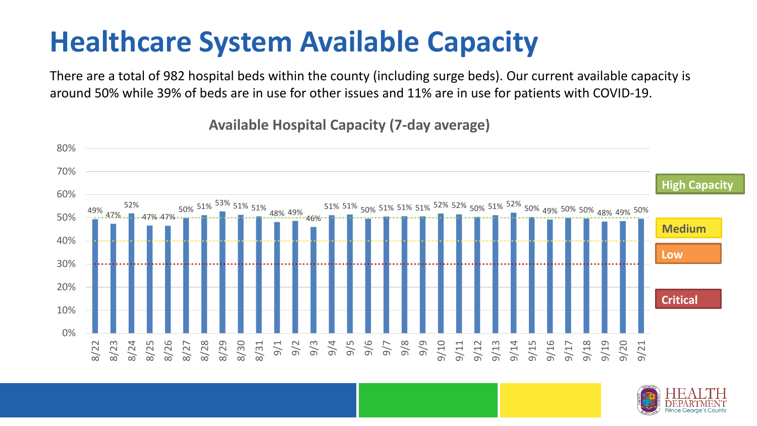# Healthcare System Available Capacity

There are a total of 982 hospital beds within the county (including surge beds). Our current available capacity is around 50% while 39% of beds are in use for other issues and 11% are in use for patients with COVID-19.

**Available Hospital Capacity (7-day average)**

80%
70%
60%
50%
40%
30%
20%
10%
0%

8/22 49%
8/23 47%
8/24 52%
8/25 47%
8/26 47%
8/27 50%
8/28 51%
8/29 53%
8/30 51%
8/31 51%
9/1 48%
9/2 49%
9/3 46%
9/4 51%
9/5 51%
9/6 50%
9/7 51%
9/8 51%
9/9 51%
9/10 52%
9/11 52%
9/12 50%
9/13 51%
9/14 52%
9/15 50%
9/16 49%
9/17 50%
9/18 50%
9/19 48%
9/20 49%
9/21 50%

High Capacity

Medium

Low

Critical

HEALTH DEPARTMENT
Prince George's County